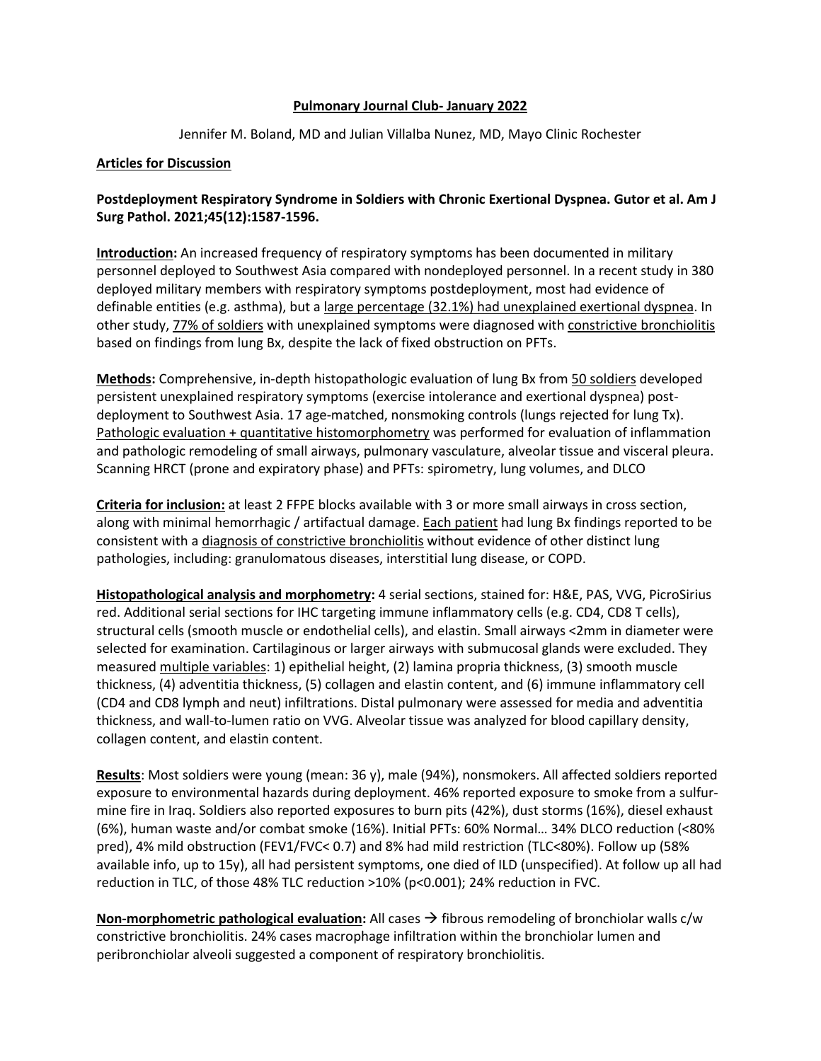# Pulmonary Journal Club- January 2022

Jennifer M. Boland, MD and Julian Villalba Nunez, MD, Mayo Clinic Rochester

**Articles for Discussion**

**Postdeployment Respiratory Syndrome in Soldiers with Chronic Exertional Dyspnea. Gutor et al. Am J Surg Pathol. 2021;45(12):1587-1596.**

**Introduction:** An increased frequency of respiratory symptoms has been documented in military personnel deployed to Southwest Asia compared with nondeployed personnel. In a recent study in 380 deployed military members with respiratory symptoms postdeployment, most had evidence of definable entities (e.g. asthma), but a large percentage (32.1%) had unexplained exertional dyspnea. In other study, 77% of soldiers with unexplained symptoms were diagnosed with constrictive bronchiolitis based on findings from lung Bx, despite the lack of fixed obstruction on PFTs.

**Methods:** Comprehensive, in-depth histopathologic evaluation of lung Bx from 50 soldiers developed persistent unexplained respiratory symptoms (exercise intolerance and exertional dyspnea) post-deployment to Southwest Asia. 17 age-matched, nonsmoking controls (lungs rejected for lung Tx). Pathologic evaluation + quantitative histomorphometry was performed for evaluation of inflammation and pathologic remodeling of small airways, pulmonary vasculature, alveolar tissue and visceral pleura. Scanning HRCT (prone and expiratory phase) and PFTs: spirometry, lung volumes, and DLCO

**Criteria for inclusion:** at least 2 FFPE blocks available with 3 or more small airways in cross section, along with minimal hemorrhagic / artifactual damage. Each patient had lung Bx findings reported to be consistent with a diagnosis of constrictive bronchiolitis without evidence of other distinct lung pathologies, including: granulomatous diseases, interstitial lung disease, or COPD.

**Histopathological analysis and morphometry:** 4 serial sections, stained for: H&E, PAS, VVG, PicroSirius red. Additional serial sections for IHC targeting immune inflammatory cells (e.g. CD4, CD8 T cells), structural cells (smooth muscle or endothelial cells), and elastin. Small airways <2mm in diameter were selected for examination. Cartilaginous or larger airways with submucosal glands were excluded. They measured multiple variables: 1) epithelial height, (2) lamina propria thickness, (3) smooth muscle thickness, (4) adventitia thickness, (5) collagen and elastin content, and (6) immune inflammatory cell (CD4 and CD8 lymph and neut) infiltrations. Distal pulmonary were assessed for media and adventitia thickness, and wall-to-lumen ratio on VVG. Alveolar tissue was analyzed for blood capillary density, collagen content, and elastin content.

**Results**: Most soldiers were young (mean: 36 y), male (94%), nonsmokers. All affected soldiers reported exposure to environmental hazards during deployment. 46% reported exposure to smoke from a sulfur-mine fire in Iraq. Soldiers also reported exposures to burn pits (42%), dust storms (16%), diesel exhaust (6%), human waste and/or combat smoke (16%). Initial PFTs: 60% Normal… 34% DLCO reduction (<80% pred), 4% mild obstruction (FEV1/FVC< 0.7) and 8% had mild restriction (TLC<80%). Follow up (58% available info, up to 15y), all had persistent symptoms, one died of ILD (unspecified). At follow up all had reduction in TLC, of those 48% TLC reduction >10% ($p<0.001$); 24% reduction in FVC.

**Non-morphometric pathological evaluation:** All cases → fibrous remodeling of bronchiolar walls c/w constrictive bronchiolitis. 24% cases macrophage infiltration within the bronchiolar lumen and peribronchiolar alveoli suggested a component of respiratory bronchiolitis.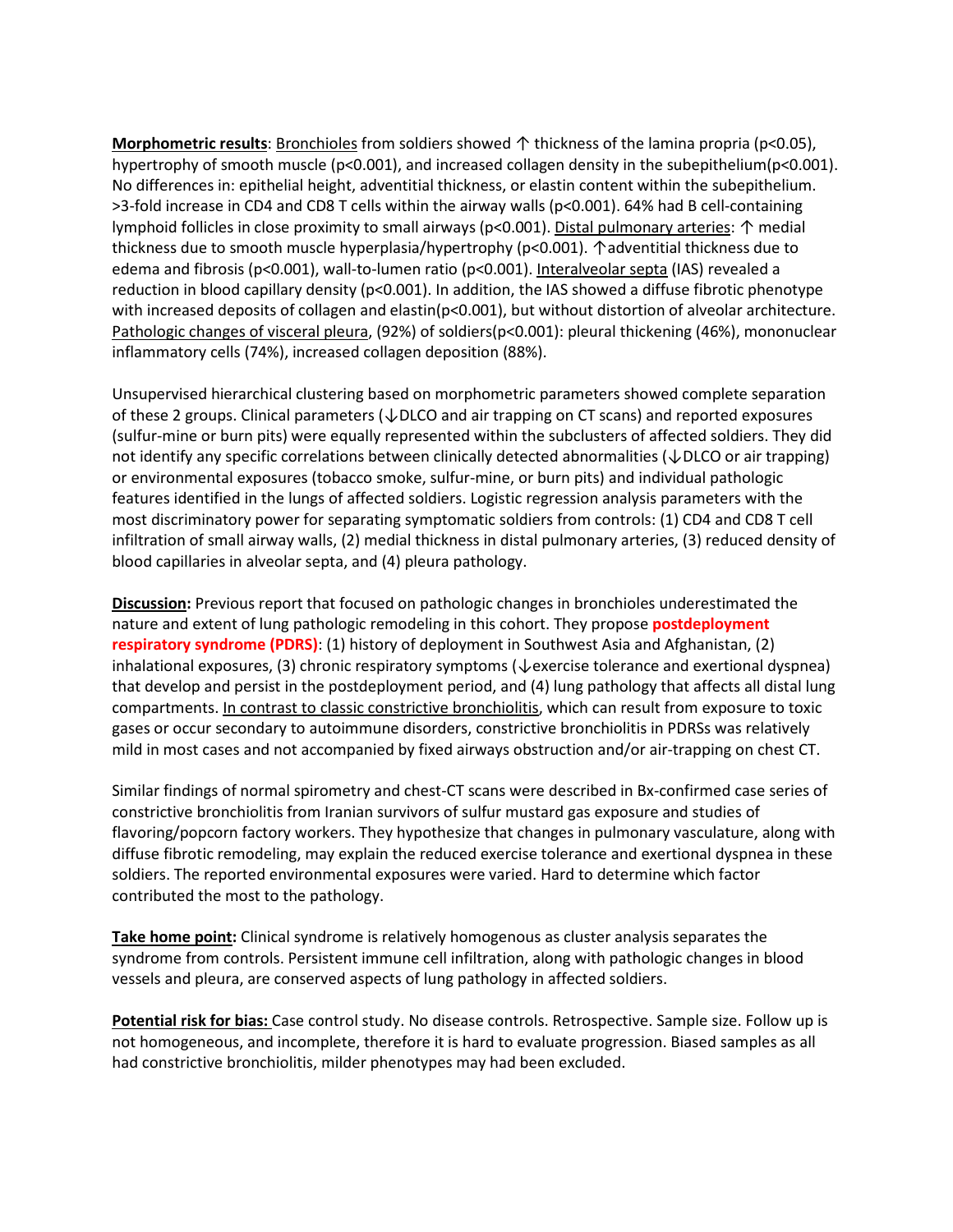**<u>Morphometric results</u>**: <u>Bronchioles</u> from soldiers showed ↑ thickness of the lamina propria ($p<0.05$), hypertrophy of smooth muscle ($p<0.001$), and increased collagen density in the subepithelium($p<0.001$). No differences in: epithelial height, adventitial thickness, or elastin content within the subepithelium. >3-fold increase in CD4 and CD8 T cells within the airway walls ($p<0.001$). 64% had B cell-containing lymphoid follicles in close proximity to small airways ($p<0.001$). <u>Distal pulmonary arteries</u>: ↑ medial thickness due to smooth muscle hyperplasia/hypertrophy ($p<0.001$). ↑adventitial thickness due to edema and fibrosis ($p<0.001$), wall-to-lumen ratio ($p<0.001$). <u>Interalveolar septa</u> (IAS) revealed a reduction in blood capillary density ($p<0.001$). In addition, the IAS showed a diffuse fibrotic phenotype with increased deposits of collagen and elastin($p<0.001$), but without distortion of alveolar architecture. <u>Pathologic changes of visceral pleura</u>, (92%) of soldiers($p<0.001$): pleural thickening (46%), mononuclear inflammatory cells (74%), increased collagen deposition (88%).

Unsupervised hierarchical clustering based on morphometric parameters showed complete separation of these 2 groups. Clinical parameters (↓DLCO and air trapping on CT scans) and reported exposures (sulfur-mine or burn pits) were equally represented within the subclusters of affected soldiers. They did not identify any specific correlations between clinically detected abnormalities (↓DLCO or air trapping) or environmental exposures (tobacco smoke, sulfur-mine, or burn pits) and individual pathologic features identified in the lungs of affected soldiers. Logistic regression analysis parameters with the most discriminatory power for separating symptomatic soldiers from controls: (1) CD4 and CD8 T cell infiltration of small airway walls, (2) medial thickness in distal pulmonary arteries, (3) reduced density of blood capillaries in alveolar septa, and (4) pleura pathology.

**<u>Discussion</u>:** Previous report that focused on pathologic changes in bronchioles underestimated the nature and extent of lung pathologic remodeling in this cohort. They propose **postdeployment respiratory syndrome (PDRS)**: (1) history of deployment in Southwest Asia and Afghanistan, (2) inhalational exposures, (3) chronic respiratory symptoms (↓exercise tolerance and exertional dyspnea) that develop and persist in the postdeployment period, and (4) lung pathology that affects all distal lung compartments. <u>In contrast to classic constrictive bronchiolitis</u>, which can result from exposure to toxic gases or occur secondary to autoimmune disorders, constrictive bronchiolitis in PDRSs was relatively mild in most cases and not accompanied by fixed airways obstruction and/or air-trapping on chest CT.

Similar findings of normal spirometry and chest-CT scans were described in Bx-confirmed case series of constrictive bronchiolitis from Iranian survivors of sulfur mustard gas exposure and studies of flavoring/popcorn factory workers. They hypothesize that changes in pulmonary vasculature, along with diffuse fibrotic remodeling, may explain the reduced exercise tolerance and exertional dyspnea in these soldiers. The reported environmental exposures were varied. Hard to determine which factor contributed the most to the pathology.

**<u>Take home point</u>:** Clinical syndrome is relatively homogenous as cluster analysis separates the syndrome from controls. Persistent immune cell infiltration, along with pathologic changes in blood vessels and pleura, are conserved aspects of lung pathology in affected soldiers.

**<u>Potential risk for bias:</u>** Case control study. No disease controls. Retrospective. Sample size. Follow up is not homogeneous, and incomplete, therefore it is hard to evaluate progression. Biased samples as all had constrictive bronchiolitis, milder phenotypes may had been excluded.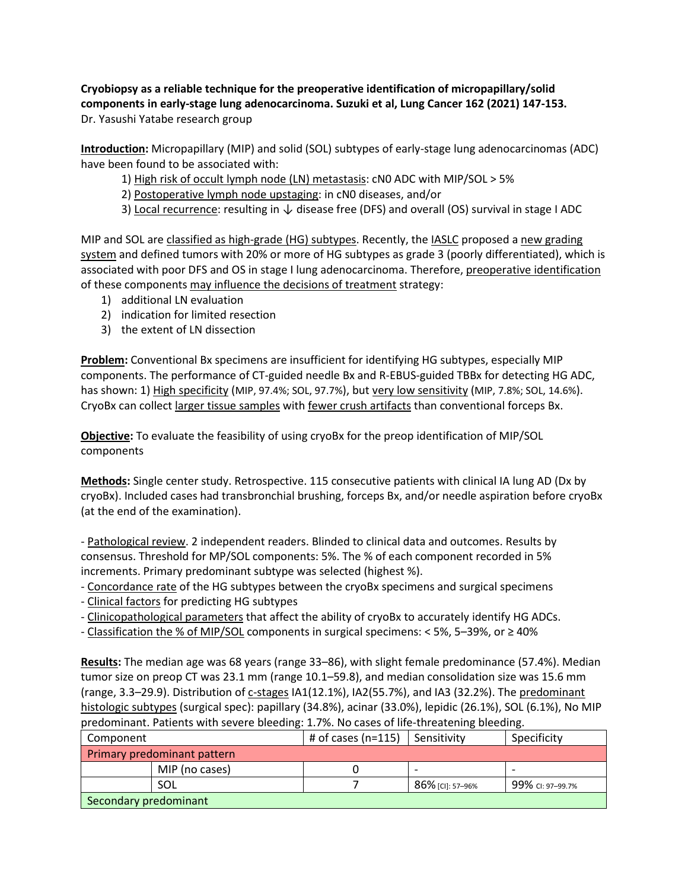**Cryobiopsy as a reliable technique for the preoperative identification of micropapillary/solid components in early-stage lung adenocarcinoma. Suzuki et al, Lung Cancer 162 (2021) 147-153.**
Dr. Yasushi Yatabe research group

**Introduction:** Micropapillary (MIP) and solid (SOL) subtypes of early-stage lung adenocarcinomas (ADC) have been found to be associated with:

1) High risk of occult lymph node (LN) metastasis: cN0 ADC with MIP/SOL > 5%
2) Postoperative lymph node upstaging: in cN0 diseases, and/or
3) Local recurrence: resulting in ↓ disease free (DFS) and overall (OS) survival in stage I ADC

MIP and SOL are classified as high-grade (HG) subtypes. Recently, the IASLC proposed a new grading system and defined tumors with 20% or more of HG subtypes as grade 3 (poorly differentiated), which is associated with poor DFS and OS in stage I lung adenocarcinoma. Therefore, preoperative identification of these components may influence the decisions of treatment strategy:

1) additional LN evaluation
2) indication for limited resection
3) the extent of LN dissection

**Problem:** Conventional Bx specimens are insufficient for identifying HG subtypes, especially MIP components. The performance of CT-guided needle Bx and R-EBUS-guided TBBx for detecting HG ADC, has shown: 1) High specificity (MIP, 97.4%; SOL, 97.7%), but very low sensitivity (MIP, 7.8%; SOL, 14.6%). CryoBx can collect larger tissue samples with fewer crush artifacts than conventional forceps Bx.

**Objective:** To evaluate the feasibility of using cryoBx for the preop identification of MIP/SOL components

**Methods:** Single center study. Retrospective. 115 consecutive patients with clinical IA lung AD (Dx by cryoBx). Included cases had transbronchial brushing, forceps Bx, and/or needle aspiration before cryoBx (at the end of the examination).

- Pathological review. 2 independent readers. Blinded to clinical data and outcomes. Results by consensus. Threshold for MP/SOL components: 5%. The % of each component recorded in 5% increments. Primary predominant subtype was selected (highest %).
- Concordance rate of the HG subtypes between the cryoBx specimens and surgical specimens
- Clinical factors for predicting HG subtypes
- Clinicopathological parameters that affect the ability of cryoBx to accurately identify HG ADCs.
- Classification the % of MIP/SOL components in surgical specimens: < 5%, 5–39%, or ≥ 40%

**Results:** The median age was 68 years (range 33–86), with slight female predominance (57.4%). Median tumor size on preop CT was 23.1 mm (range 10.1–59.8), and median consolidation size was 15.6 mm (range, 3.3–29.9). Distribution of c-stages IA1(12.1%), IA2(55.7%), and IA3 (32.2%). The predominant histologic subtypes (surgical spec): papillary (34.8%), acinar (33.0%), lepidic (26.1%), SOL (6.1%), No MIP predominant. Patients with severe bleeding: 1.7%. No cases of life-threatening bleeding.

| Component | | # of cases (n=115) | Sensitivity | Specificity |
|---|---|---|---|---|
| Primary predominant pattern | | | | |
| | MIP (no cases) | 0 | - | - |
| | SOL | 7 | 86% [CI]: 57–96% | 99% CI: 97–99.7% |
| Secondary predominant | | | | |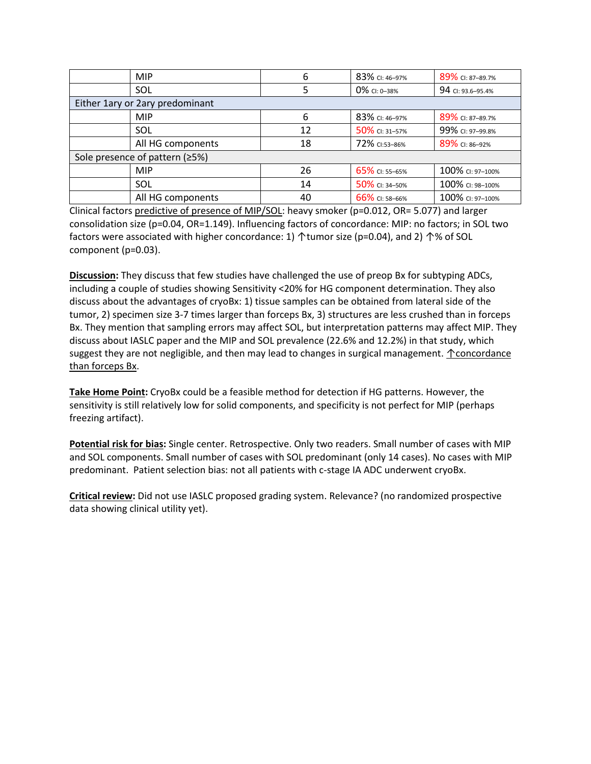| | | | | |
|---|---|---|---|---|
| | MIP | 6 | 83% CI: 46–97% | 89% CI: 87–89.7% |
| | SOL | 5 | 0% CI: 0–38% | 94 CI: 93.6–95.4% |
| Either 1ary or 2ary predominant | | | | |
| | MIP | 6 | 83% CI: 46–97% | 89% CI: 87–89.7% |
| | SOL | 12 | 50% CI: 31–57% | 99% CI: 97–99.8% |
| | All HG components | 18 | 72% CI:53–86% | 89% CI: 86–92% |
| Sole presence of pattern (≥5%) | | | | |
| | MIP | 26 | 65% CI: 55–65% | 100% CI: 97–100% |
| | SOL | 14 | 50% CI: 34–50% | 100% CI: 98–100% |
| | All HG components | 40 | 66% CI: 58–66% | 100% CI: 97–100% |

Clinical factors predictive of presence of MIP/SOL: heavy smoker ($p=0.012$, OR= 5.077) and larger consolidation size ($p=0.04$, OR=1.149). Influencing factors of concordance: MIP: no factors; in SOL two factors were associated with higher concordance: 1) ↑tumor size ($p=0.04$), and 2) ↑% of SOL component ($p=0.03$).

**Discussion:** They discuss that few studies have challenged the use of preop Bx for subtyping ADCs, including a couple of studies showing Sensitivity <20% for HG component determination. They also discuss about the advantages of cryoBx: 1) tissue samples can be obtained from lateral side of the tumor, 2) specimen size 3-7 times larger than forceps Bx, 3) structures are less crushed than in forceps Bx. They mention that sampling errors may affect SOL, but interpretation patterns may affect MIP. They discuss about IASLC paper and the MIP and SOL prevalence (22.6% and 12.2%) in that study, which suggest they are not negligible, and then may lead to changes in surgical management. ↑concordance than forceps Bx.

**Take Home Point:** CryoBx could be a feasible method for detection if HG patterns. However, the sensitivity is still relatively low for solid components, and specificity is not perfect for MIP (perhaps freezing artifact).

**Potential risk for bias:** Single center. Retrospective. Only two readers. Small number of cases with MIP and SOL components. Small number of cases with SOL predominant (only 14 cases). No cases with MIP predominant. Patient selection bias: not all patients with c-stage IA ADC underwent cryoBx.

**Critical review:** Did not use IASLC proposed grading system. Relevance? (no randomized prospective data showing clinical utility yet).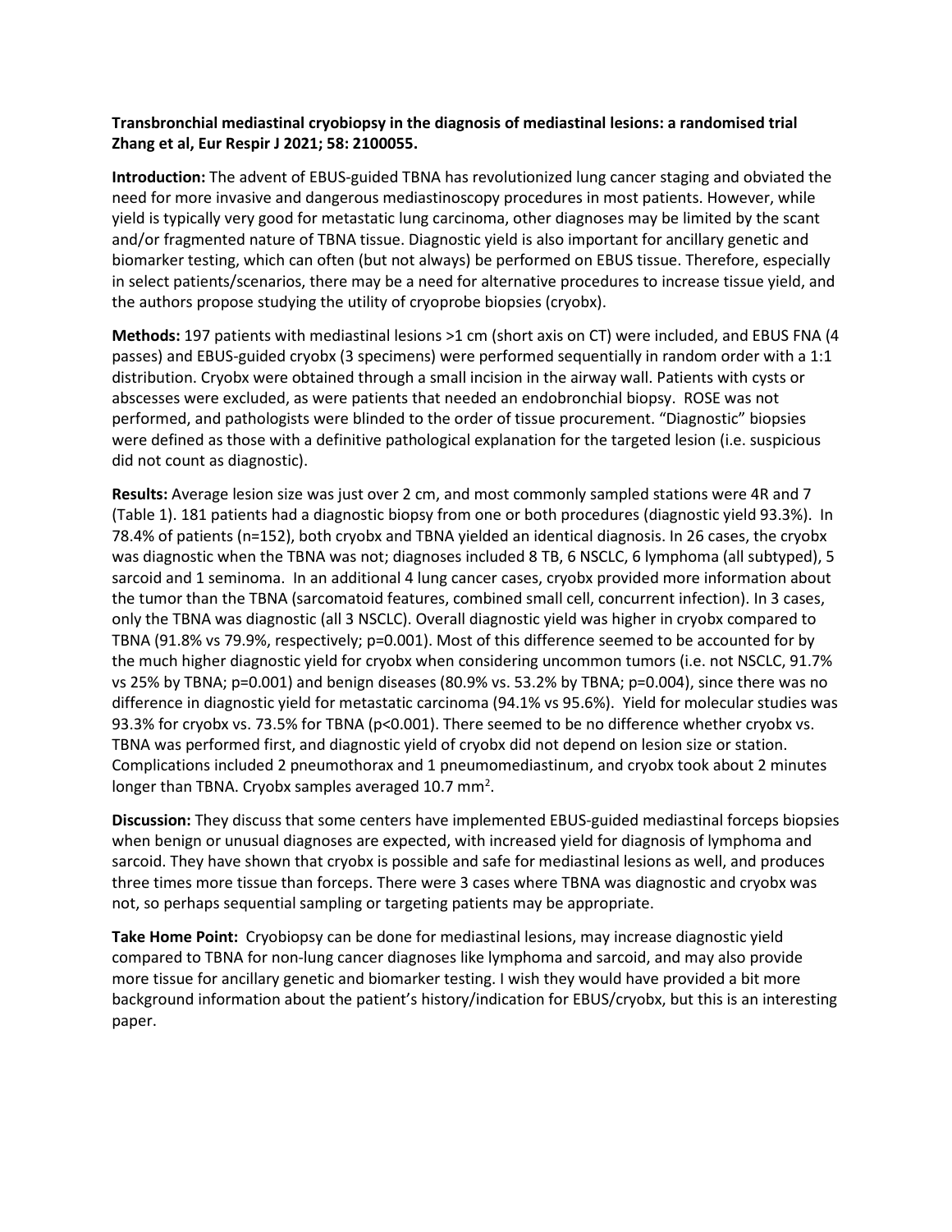**Transbronchial mediastinal cryobiopsy in the diagnosis of mediastinal lesions: a randomised trial**
**Zhang et al, Eur Respir J 2021; 58: 2100055.**

**Introduction:** The advent of EBUS-guided TBNA has revolutionized lung cancer staging and obviated the need for more invasive and dangerous mediastinoscopy procedures in most patients. However, while yield is typically very good for metastatic lung carcinoma, other diagnoses may be limited by the scant and/or fragmented nature of TBNA tissue. Diagnostic yield is also important for ancillary genetic and biomarker testing, which can often (but not always) be performed on EBUS tissue. Therefore, especially in select patients/scenarios, there may be a need for alternative procedures to increase tissue yield, and the authors propose studying the utility of cryoprobe biopsies (cryobx).

**Methods:** 197 patients with mediastinal lesions >1 cm (short axis on CT) were included, and EBUS FNA (4 passes) and EBUS-guided cryobx (3 specimens) were performed sequentially in random order with a 1:1 distribution. Cryobx were obtained through a small incision in the airway wall. Patients with cysts or abscesses were excluded, as were patients that needed an endobronchial biopsy. ROSE was not performed, and pathologists were blinded to the order of tissue procurement. "Diagnostic" biopsies were defined as those with a definitive pathological explanation for the targeted lesion (i.e. suspicious did not count as diagnostic).

**Results:** Average lesion size was just over 2 cm, and most commonly sampled stations were 4R and 7 (Table 1). 181 patients had a diagnostic biopsy from one or both procedures (diagnostic yield 93.3%). In 78.4% of patients (n=152), both cryobx and TBNA yielded an identical diagnosis. In 26 cases, the cryobx was diagnostic when the TBNA was not; diagnoses included 8 TB, 6 NSCLC, 6 lymphoma (all subtyped), 5 sarcoid and 1 seminoma. In an additional 4 lung cancer cases, cryobx provided more information about the tumor than the TBNA (sarcomatoid features, combined small cell, concurrent infection). In 3 cases, only the TBNA was diagnostic (all 3 NSCLC). Overall diagnostic yield was higher in cryobx compared to TBNA (91.8% vs 79.9%, respectively; p=0.001). Most of this difference seemed to be accounted for by the much higher diagnostic yield for cryobx when considering uncommon tumors (i.e. not NSCLC, 91.7% vs 25% by TBNA; p=0.001) and benign diseases (80.9% vs. 53.2% by TBNA; p=0.004), since there was no difference in diagnostic yield for metastatic carcinoma (94.1% vs 95.6%). Yield for molecular studies was 93.3% for cryobx vs. 73.5% for TBNA (p<0.001). There seemed to be no difference whether cryobx vs. TBNA was performed first, and diagnostic yield of cryobx did not depend on lesion size or station. Complications included 2 pneumothorax and 1 pneumomediastinum, and cryobx took about 2 minutes longer than TBNA. Cryobx samples averaged 10.7 $mm^2$.

**Discussion:** They discuss that some centers have implemented EBUS-guided mediastinal forceps biopsies when benign or unusual diagnoses are expected, with increased yield for diagnosis of lymphoma and sarcoid. They have shown that cryobx is possible and safe for mediastinal lesions as well, and produces three times more tissue than forceps. There were 3 cases where TBNA was diagnostic and cryobx was not, so perhaps sequential sampling or targeting patients may be appropriate.

**Take Home Point:** Cryobiopsy can be done for mediastinal lesions, may increase diagnostic yield compared to TBNA for non-lung cancer diagnoses like lymphoma and sarcoid, and may also provide more tissue for ancillary genetic and biomarker testing. I wish they would have provided a bit more background information about the patient's history/indication for EBUS/cryobx, but this is an interesting paper.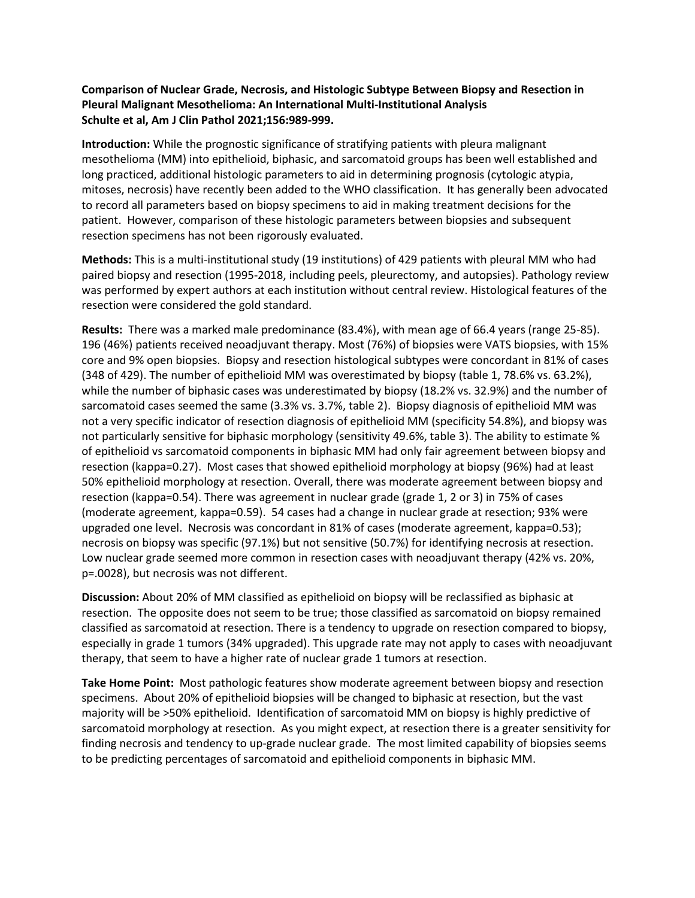**Comparison of Nuclear Grade, Necrosis, and Histologic Subtype Between Biopsy and Resection in Pleural Malignant Mesothelioma: An International Multi-Institutional Analysis**
**Schulte et al, Am J Clin Pathol 2021;156:989-999.**

**Introduction:** While the prognostic significance of stratifying patients with pleura malignant mesothelioma (MM) into epithelioid, biphasic, and sarcomatoid groups has been well established and long practiced, additional histologic parameters to aid in determining prognosis (cytologic atypia, mitoses, necrosis) have recently been added to the WHO classification. It has generally been advocated to record all parameters based on biopsy specimens to aid in making treatment decisions for the patient. However, comparison of these histologic parameters between biopsies and subsequent resection specimens has not been rigorously evaluated.

**Methods:** This is a multi-institutional study (19 institutions) of 429 patients with pleural MM who had paired biopsy and resection (1995-2018, including peels, pleurectomy, and autopsies). Pathology review was performed by expert authors at each institution without central review. Histological features of the resection were considered the gold standard.

**Results:** There was a marked male predominance (83.4%), with mean age of 66.4 years (range 25-85). 196 (46%) patients received neoadjuvant therapy. Most (76%) of biopsies were VATS biopsies, with 15% core and 9% open biopsies. Biopsy and resection histological subtypes were concordant in 81% of cases (348 of 429). The number of epithelioid MM was overestimated by biopsy (table 1, 78.6% vs. 63.2%), while the number of biphasic cases was underestimated by biopsy (18.2% vs. 32.9%) and the number of sarcomatoid cases seemed the same (3.3% vs. 3.7%, table 2). Biopsy diagnosis of epithelioid MM was not a very specific indicator of resection diagnosis of epithelioid MM (specificity 54.8%), and biopsy was not particularly sensitive for biphasic morphology (sensitivity 49.6%, table 3). The ability to estimate % of epithelioid vs sarcomatoid components in biphasic MM had only fair agreement between biopsy and resection (kappa=0.27). Most cases that showed epithelioid morphology at biopsy (96%) had at least 50% epithelioid morphology at resection. Overall, there was moderate agreement between biopsy and resection (kappa=0.54). There was agreement in nuclear grade (grade 1, 2 or 3) in 75% of cases (moderate agreement, kappa=0.59). 54 cases had a change in nuclear grade at resection; 93% were upgraded one level. Necrosis was concordant in 81% of cases (moderate agreement, kappa=0.53); necrosis on biopsy was specific (97.1%) but not sensitive (50.7%) for identifying necrosis at resection. Low nuclear grade seemed more common in resection cases with neoadjuvant therapy (42% vs. 20%, p=.0028), but necrosis was not different.

**Discussion:** About 20% of MM classified as epithelioid on biopsy will be reclassified as biphasic at resection. The opposite does not seem to be true; those classified as sarcomatoid on biopsy remained classified as sarcomatoid at resection. There is a tendency to upgrade on resection compared to biopsy, especially in grade 1 tumors (34% upgraded). This upgrade rate may not apply to cases with neoadjuvant therapy, that seem to have a higher rate of nuclear grade 1 tumors at resection.

**Take Home Point:** Most pathologic features show moderate agreement between biopsy and resection specimens. About 20% of epithelioid biopsies will be changed to biphasic at resection, but the vast majority will be >50% epithelioid. Identification of sarcomatoid MM on biopsy is highly predictive of sarcomatoid morphology at resection. As you might expect, at resection there is a greater sensitivity for finding necrosis and tendency to up-grade nuclear grade. The most limited capability of biopsies seems to be predicting percentages of sarcomatoid and epithelioid components in biphasic MM.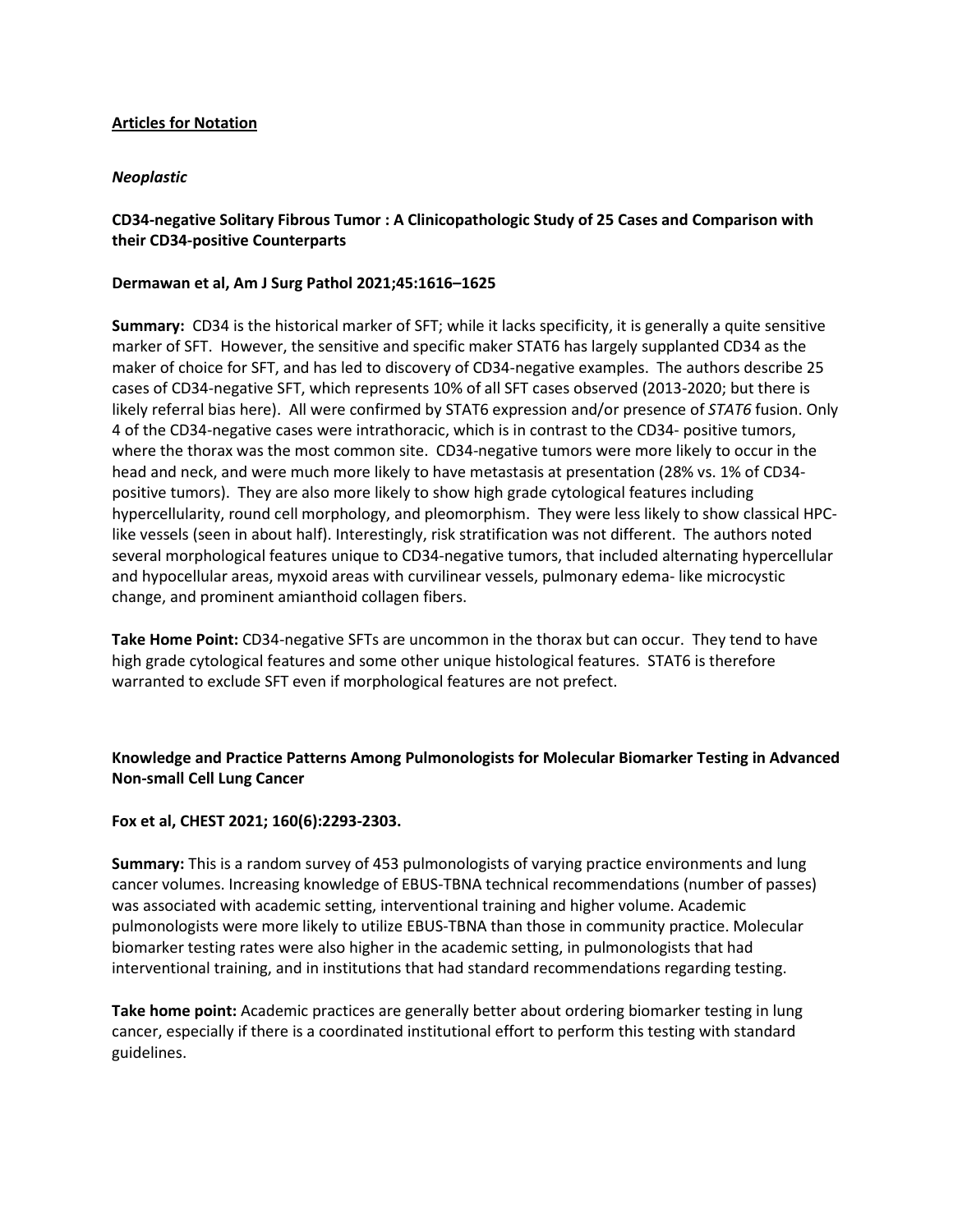**Articles for Notation**

***Neoplastic***

**CD34-negative Solitary Fibrous Tumor : A Clinicopathologic Study of 25 Cases and Comparison with their CD34-positive Counterparts**

**Dermawan et al, Am J Surg Pathol 2021;45:1616–1625**

**Summary:** CD34 is the historical marker of SFT; while it lacks specificity, it is generally a quite sensitive marker of SFT. However, the sensitive and specific maker STAT6 has largely supplanted CD34 as the maker of choice for SFT, and has led to discovery of CD34-negative examples. The authors describe 25 cases of CD34-negative SFT, which represents 10% of all SFT cases observed (2013-2020; but there is likely referral bias here). All were confirmed by STAT6 expression and/or presence of *STAT6* fusion. Only 4 of the CD34-negative cases were intrathoracic, which is in contrast to the CD34- positive tumors, where the thorax was the most common site. CD34-negative tumors were more likely to occur in the head and neck, and were much more likely to have metastasis at presentation (28% vs. 1% of CD34-positive tumors). They are also more likely to show high grade cytological features including hypercellularity, round cell morphology, and pleomorphism. They were less likely to show classical HPC-like vessels (seen in about half). Interestingly, risk stratification was not different. The authors noted several morphological features unique to CD34-negative tumors, that included alternating hypercellular and hypocellular areas, myxoid areas with curvilinear vessels, pulmonary edema- like microcystic change, and prominent amianthoid collagen fibers.

**Take Home Point:** CD34-negative SFTs are uncommon in the thorax but can occur. They tend to have high grade cytological features and some other unique histological features. STAT6 is therefore warranted to exclude SFT even if morphological features are not prefect.

**Knowledge and Practice Patterns Among Pulmonologists for Molecular Biomarker Testing in Advanced Non-small Cell Lung Cancer**

**Fox et al, CHEST 2021; 160(6):2293-2303.**

**Summary:** This is a random survey of 453 pulmonologists of varying practice environments and lung cancer volumes. Increasing knowledge of EBUS-TBNA technical recommendations (number of passes) was associated with academic setting, interventional training and higher volume. Academic pulmonologists were more likely to utilize EBUS-TBNA than those in community practice. Molecular biomarker testing rates were also higher in the academic setting, in pulmonologists that had interventional training, and in institutions that had standard recommendations regarding testing.

**Take home point:** Academic practices are generally better about ordering biomarker testing in lung cancer, especially if there is a coordinated institutional effort to perform this testing with standard guidelines.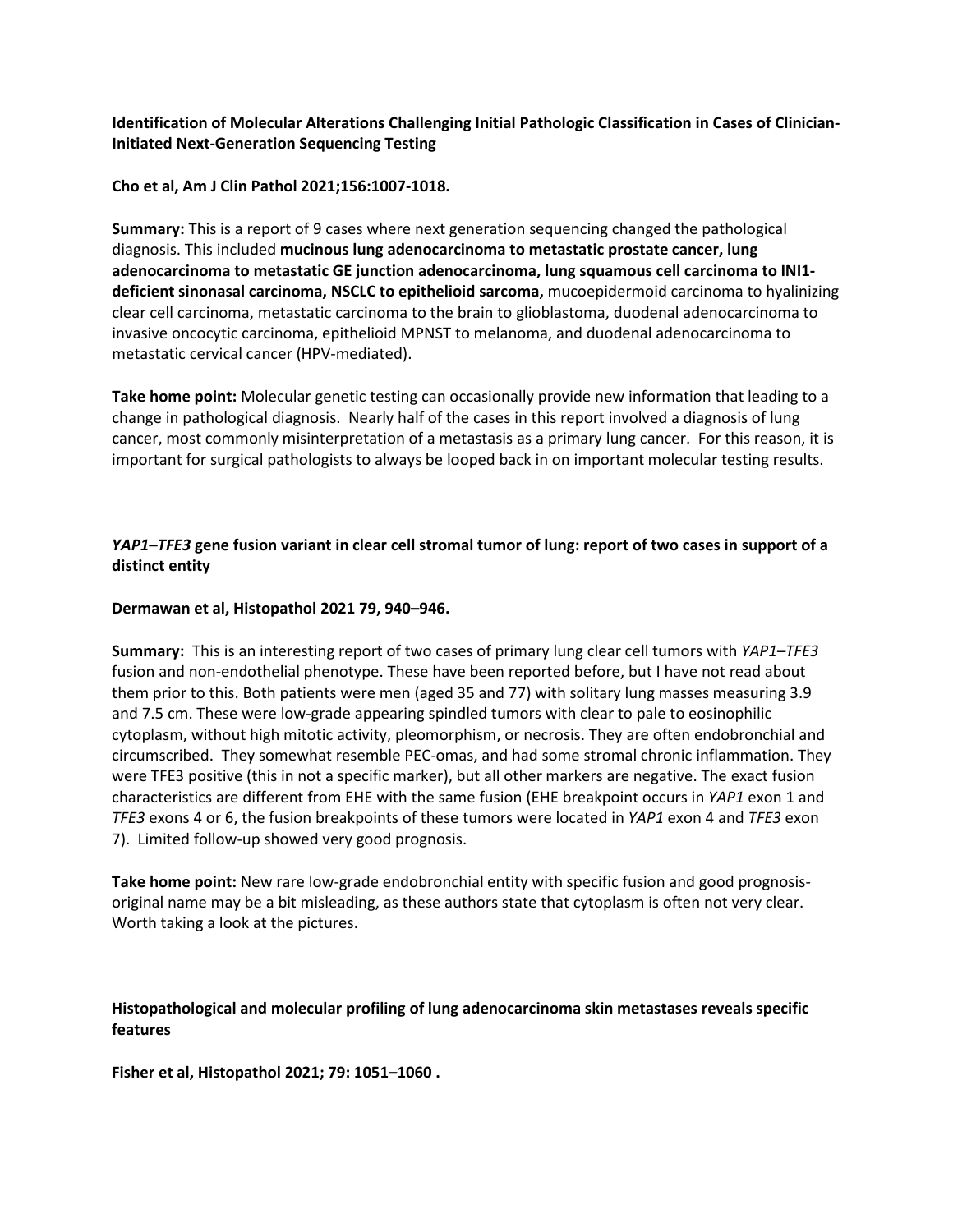**Identification of Molecular Alterations Challenging Initial Pathologic Classification in Cases of Clinician-Initiated Next-Generation Sequencing Testing**

**Cho et al, Am J Clin Pathol 2021;156:1007-1018.**

**Summary:** This is a report of 9 cases where next generation sequencing changed the pathological diagnosis. This included **mucinous lung adenocarcinoma to metastatic prostate cancer, lung adenocarcinoma to metastatic GE junction adenocarcinoma, lung squamous cell carcinoma to INI1-deficient sinonasal carcinoma, NSCLC to epithelioid sarcoma,** mucoepidermoid carcinoma to hyalinizing clear cell carcinoma, metastatic carcinoma to the brain to glioblastoma, duodenal adenocarcinoma to invasive oncocytic carcinoma, epithelioid MPNST to melanoma, and duodenal adenocarcinoma to metastatic cervical cancer (HPV-mediated).

**Take home point:** Molecular genetic testing can occasionally provide new information that leading to a change in pathological diagnosis. Nearly half of the cases in this report involved a diagnosis of lung cancer, most commonly misinterpretation of a metastasis as a primary lung cancer. For this reason, it is important for surgical pathologists to always be looped back in on important molecular testing results.

***YAP1–TFE3* gene fusion variant in clear cell stromal tumor of lung: report of two cases in support of a distinct entity**

**Dermawan et al, Histopathol 2021 79, 940–946.**

**Summary:** This is an interesting report of two cases of primary lung clear cell tumors with *YAP1–TFE3* fusion and non-endothelial phenotype. These have been reported before, but I have not read about them prior to this. Both patients were men (aged 35 and 77) with solitary lung masses measuring 3.9 and 7.5 cm. These were low-grade appearing spindled tumors with clear to pale to eosinophilic cytoplasm, without high mitotic activity, pleomorphism, or necrosis. They are often endobronchial and circumscribed. They somewhat resemble PEC-omas, and had some stromal chronic inflammation. They were TFE3 positive (this in not a specific marker), but all other markers are negative. The exact fusion characteristics are different from EHE with the same fusion (EHE breakpoint occurs in *YAP1* exon 1 and *TFE3* exons 4 or 6, the fusion breakpoints of these tumors were located in *YAP1* exon 4 and *TFE3* exon 7). Limited follow-up showed very good prognosis.

**Take home point:** New rare low-grade endobronchial entity with specific fusion and good prognosis- original name may be a bit misleading, as these authors state that cytoplasm is often not very clear. Worth taking a look at the pictures.

**Histopathological and molecular profiling of lung adenocarcinoma skin metastases reveals specific features**

**Fisher et al, Histopathol 2021; 79: 1051–1060 .**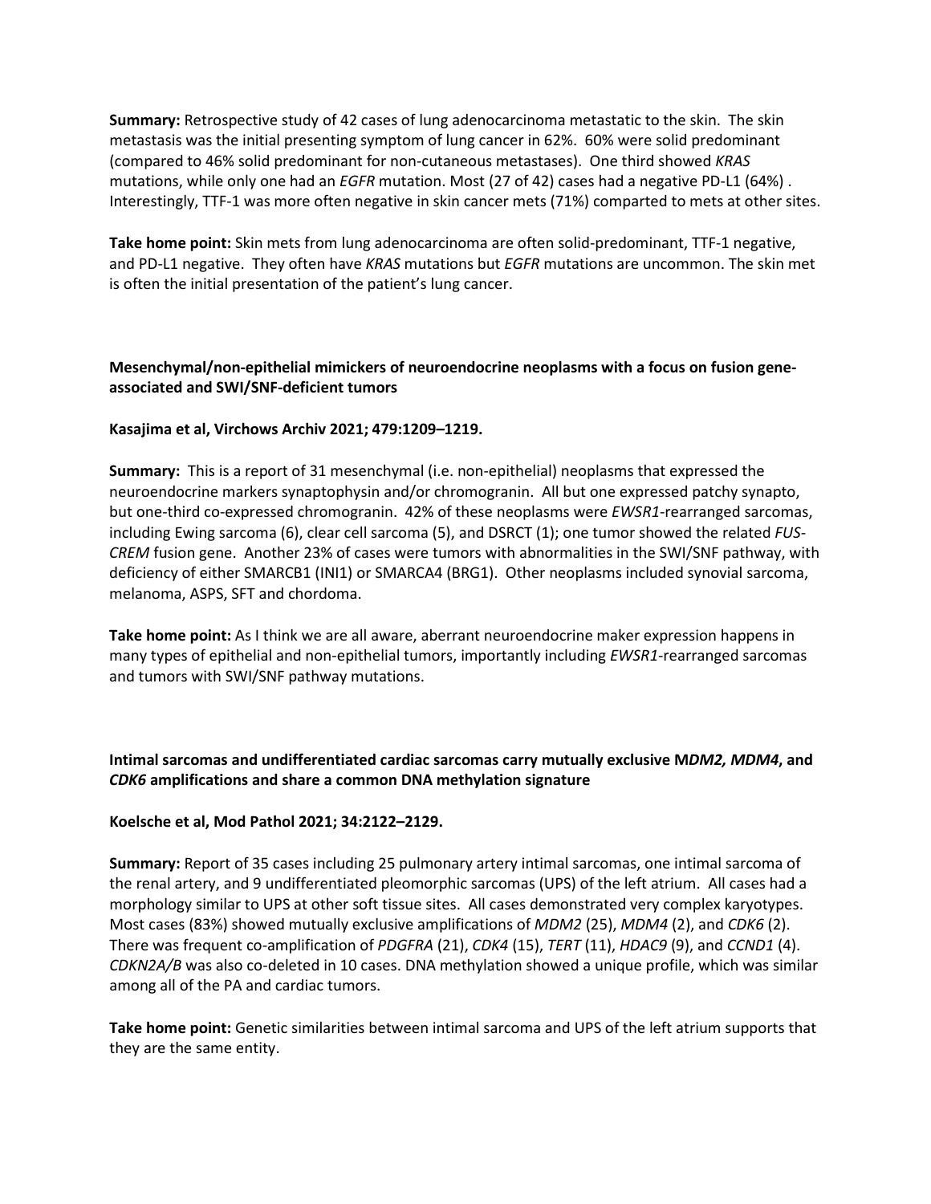**Summary:** Retrospective study of 42 cases of lung adenocarcinoma metastatic to the skin. The skin metastasis was the initial presenting symptom of lung cancer in 62%. 60% were solid predominant (compared to 46% solid predominant for non-cutaneous metastases). One third showed *KRAS* mutations, while only one had an *EGFR* mutation. Most (27 of 42) cases had a negative PD-L1 (64%) . Interestingly, TTF-1 was more often negative in skin cancer mets (71%) comparted to mets at other sites.

**Take home point:** Skin mets from lung adenocarcinoma are often solid-predominant, TTF-1 negative, and PD-L1 negative. They often have *KRAS* mutations but *EGFR* mutations are uncommon. The skin met is often the initial presentation of the patient's lung cancer.

**Mesenchymal/non-epithelial mimickers of neuroendocrine neoplasms with a focus on fusion gene-associated and SWI/SNF-deficient tumors**

**Kasajima et al, Virchows Archiv 2021; 479:1209–1219.**

**Summary:** This is a report of 31 mesenchymal (i.e. non-epithelial) neoplasms that expressed the neuroendocrine markers synaptophysin and/or chromogranin. All but one expressed patchy synapto, but one-third co-expressed chromogranin. 42% of these neoplasms were *EWSR1*-rearranged sarcomas, including Ewing sarcoma (6), clear cell sarcoma (5), and DSRCT (1); one tumor showed the related *FUS-CREM* fusion gene. Another 23% of cases were tumors with abnormalities in the SWI/SNF pathway, with deficiency of either SMARCB1 (INI1) or SMARCA4 (BRG1). Other neoplasms included synovial sarcoma, melanoma, ASPS, SFT and chordoma.

**Take home point:** As I think we are all aware, aberrant neuroendocrine maker expression happens in many types of epithelial and non-epithelial tumors, importantly including *EWSR1*-rearranged sarcomas and tumors with SWI/SNF pathway mutations.

**Intimal sarcomas and undifferentiated cardiac sarcomas carry mutually exclusive M*DM2, MDM4*, and *CDK6* amplifications and share a common DNA methylation signature**

**Koelsche et al, Mod Pathol 2021; 34:2122–2129.**

**Summary:** Report of 35 cases including 25 pulmonary artery intimal sarcomas, one intimal sarcoma of the renal artery, and 9 undifferentiated pleomorphic sarcomas (UPS) of the left atrium. All cases had a morphology similar to UPS at other soft tissue sites. All cases demonstrated very complex karyotypes. Most cases (83%) showed mutually exclusive amplifications of *MDM2* (25), *MDM4* (2), and *CDK6* (2). There was frequent co-amplification of *PDGFRA* (21), *CDK4* (15), *TERT* (11), *HDAC9* (9), and *CCND1* (4). *CDKN2A/B* was also co-deleted in 10 cases. DNA methylation showed a unique profile, which was similar among all of the PA and cardiac tumors.

**Take home point:** Genetic similarities between intimal sarcoma and UPS of the left atrium supports that they are the same entity.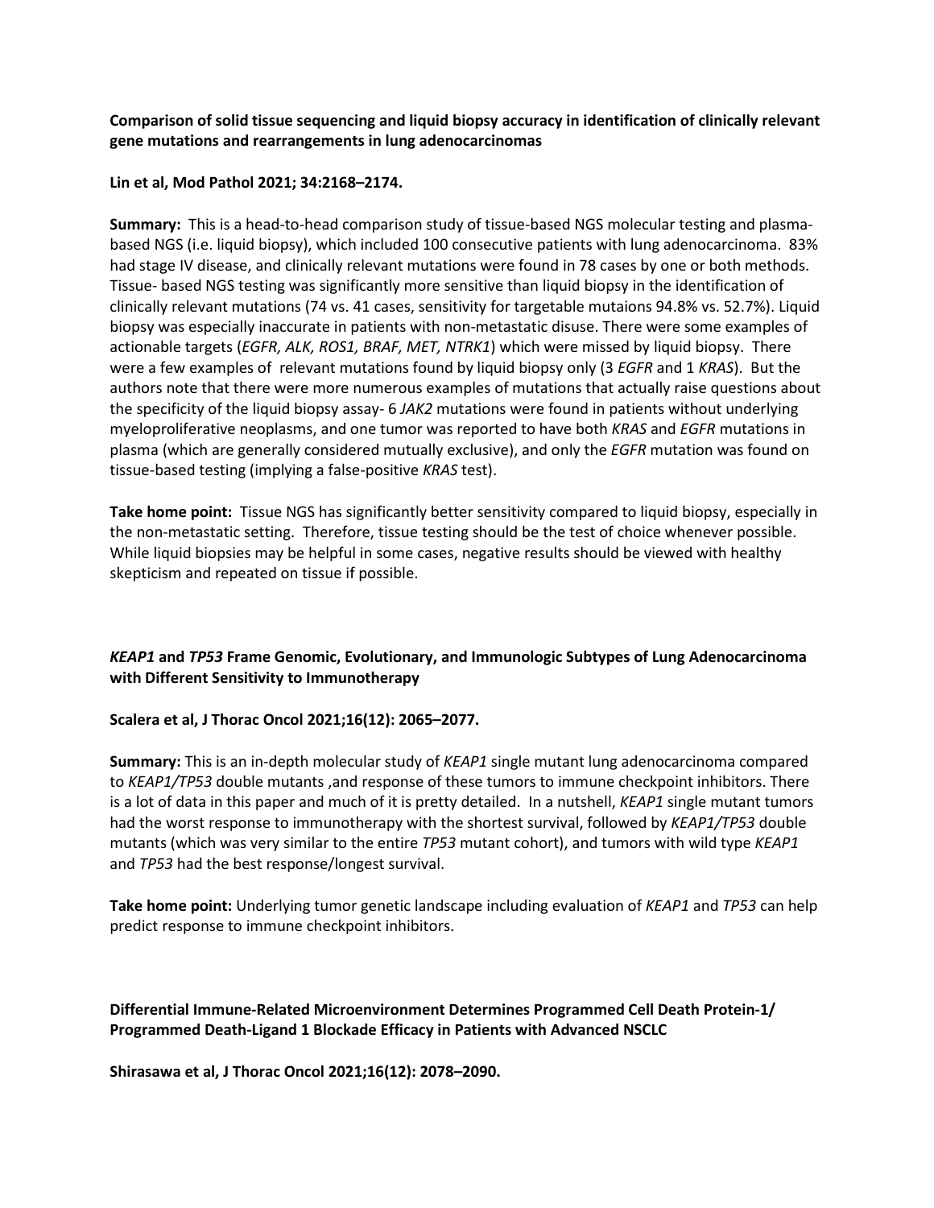**Comparison of solid tissue sequencing and liquid biopsy accuracy in identification of clinically relevant gene mutations and rearrangements in lung adenocarcinomas**

**Lin et al, Mod Pathol 2021; 34:2168–2174.**

**Summary:** This is a head-to-head comparison study of tissue-based NGS molecular testing and plasma-based NGS (i.e. liquid biopsy), which included 100 consecutive patients with lung adenocarcinoma. 83% had stage IV disease, and clinically relevant mutations were found in 78 cases by one or both methods. Tissue- based NGS testing was significantly more sensitive than liquid biopsy in the identification of clinically relevant mutations (74 vs. 41 cases, sensitivity for targetable mutaions 94.8% vs. 52.7%). Liquid biopsy was especially inaccurate in patients with non-metastatic disuse. There were some examples of actionable targets (*EGFR, ALK, ROS1, BRAF, MET, NTRK1*) which were missed by liquid biopsy. There were a few examples of relevant mutations found by liquid biopsy only (3 *EGFR* and 1 *KRAS*). But the authors note that there were more numerous examples of mutations that actually raise questions about the specificity of the liquid biopsy assay- 6 *JAK2* mutations were found in patients without underlying myeloproliferative neoplasms, and one tumor was reported to have both *KRAS* and *EGFR* mutations in plasma (which are generally considered mutually exclusive), and only the *EGFR* mutation was found on tissue-based testing (implying a false-positive *KRAS* test).

**Take home point:** Tissue NGS has significantly better sensitivity compared to liquid biopsy, especially in the non-metastatic setting. Therefore, tissue testing should be the test of choice whenever possible. While liquid biopsies may be helpful in some cases, negative results should be viewed with healthy skepticism and repeated on tissue if possible.

***KEAP1* and *TP53* Frame Genomic, Evolutionary, and Immunologic Subtypes of Lung Adenocarcinoma with Different Sensitivity to Immunotherapy**

**Scalera et al, J Thorac Oncol 2021;16(12): 2065–2077.**

**Summary:** This is an in-depth molecular study of *KEAP1* single mutant lung adenocarcinoma compared to *KEAP1/TP53* double mutants ,and response of these tumors to immune checkpoint inhibitors. There is a lot of data in this paper and much of it is pretty detailed. In a nutshell, *KEAP1* single mutant tumors had the worst response to immunotherapy with the shortest survival, followed by *KEAP1/TP53* double mutants (which was very similar to the entire *TP53* mutant cohort), and tumors with wild type *KEAP1* and *TP53* had the best response/longest survival.

**Take home point:** Underlying tumor genetic landscape including evaluation of *KEAP1* and *TP53* can help predict response to immune checkpoint inhibitors.

**Differential Immune-Related Microenvironment Determines Programmed Cell Death Protein-1/ Programmed Death-Ligand 1 Blockade Efficacy in Patients with Advanced NSCLC**

**Shirasawa et al, J Thorac Oncol 2021;16(12): 2078–2090.**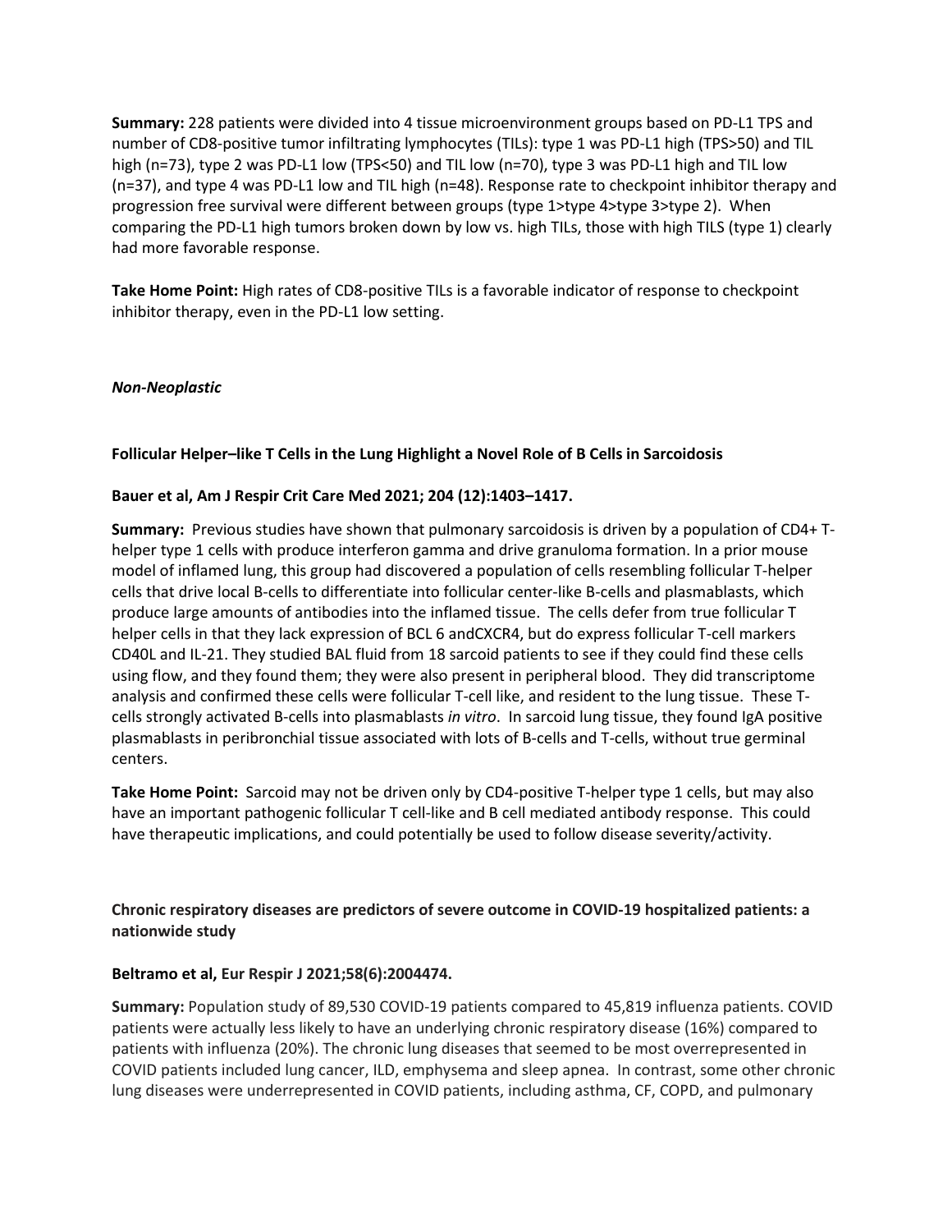**Summary:** 228 patients were divided into 4 tissue microenvironment groups based on PD-L1 TPS and number of CD8-positive tumor infiltrating lymphocytes (TILs): type 1 was PD-L1 high (TPS>50) and TIL high (n=73), type 2 was PD-L1 low (TPS<50) and TIL low (n=70), type 3 was PD-L1 high and TIL low (n=37), and type 4 was PD-L1 low and TIL high (n=48). Response rate to checkpoint inhibitor therapy and progression free survival were different between groups (type 1>type 4>type 3>type 2). When comparing the PD-L1 high tumors broken down by low vs. high TILs, those with high TILS (type 1) clearly had more favorable response.

**Take Home Point:** High rates of CD8-positive TILs is a favorable indicator of response to checkpoint inhibitor therapy, even in the PD-L1 low setting.

***Non-Neoplastic***

**Follicular Helper–like T Cells in the Lung Highlight a Novel Role of B Cells in Sarcoidosis**

**Bauer et al, Am J Respir Crit Care Med 2021; 204 (12):1403–1417.**

**Summary:** Previous studies have shown that pulmonary sarcoidosis is driven by a population of CD4+ T-helper type 1 cells with produce interferon gamma and drive granuloma formation. In a prior mouse model of inflamed lung, this group had discovered a population of cells resembling follicular T-helper cells that drive local B-cells to differentiate into follicular center-like B-cells and plasmablasts, which produce large amounts of antibodies into the inflamed tissue. The cells defer from true follicular T helper cells in that they lack expression of BCL 6 andCXCR4, but do express follicular T-cell markers CD40L and IL-21. They studied BAL fluid from 18 sarcoid patients to see if they could find these cells using flow, and they found them; they were also present in peripheral blood. They did transcriptome analysis and confirmed these cells were follicular T-cell like, and resident to the lung tissue. These T-cells strongly activated B-cells into plasmablasts *in vitro*. In sarcoid lung tissue, they found IgA positive plasmablasts in peribronchial tissue associated with lots of B-cells and T-cells, without true germinal centers.

**Take Home Point:** Sarcoid may not be driven only by CD4-positive T-helper type 1 cells, but may also have an important pathogenic follicular T cell-like and B cell mediated antibody response. This could have therapeutic implications, and could potentially be used to follow disease severity/activity.

**Chronic respiratory diseases are predictors of severe outcome in COVID-19 hospitalized patients: a nationwide study**

**Beltramo et al, Eur Respir J 2021;58(6):2004474.**

**Summary:** Population study of 89,530 COVID-19 patients compared to 45,819 influenza patients. COVID patients were actually less likely to have an underlying chronic respiratory disease (16%) compared to patients with influenza (20%). The chronic lung diseases that seemed to be most overrepresented in COVID patients included lung cancer, ILD, emphysema and sleep apnea. In contrast, some other chronic lung diseases were underrepresented in COVID patients, including asthma, CF, COPD, and pulmonary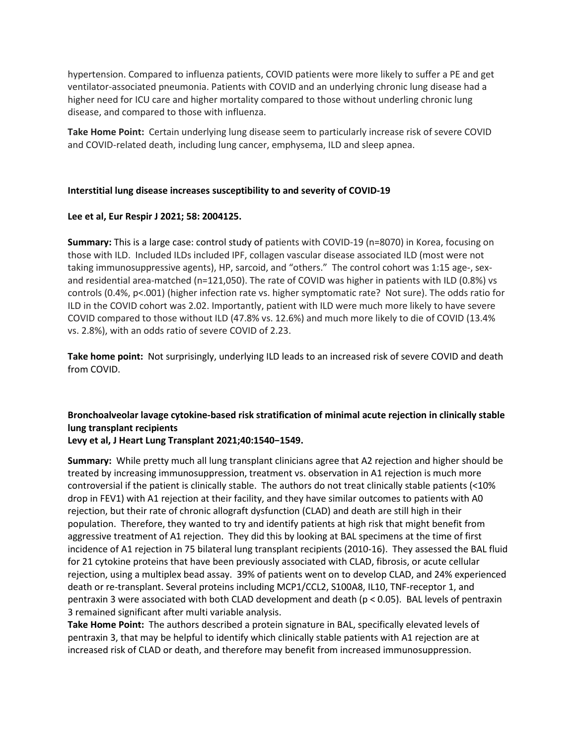hypertension. Compared to influenza patients, COVID patients were more likely to suffer a PE and get ventilator-associated pneumonia. Patients with COVID and an underlying chronic lung disease had a higher need for ICU care and higher mortality compared to those without underling chronic lung disease, and compared to those with influenza.

**Take Home Point:** Certain underlying lung disease seem to particularly increase risk of severe COVID and COVID-related death, including lung cancer, emphysema, ILD and sleep apnea.

**Interstitial lung disease increases susceptibility to and severity of COVID-19**

**Lee et al, Eur Respir J 2021; 58: 2004125.**

**Summary:** This is a large case: control study of patients with COVID-19 (n=8070) in Korea, focusing on those with ILD. Included ILDs included IPF, collagen vascular disease associated ILD (most were not taking immunosuppressive agents), HP, sarcoid, and "others." The control cohort was 1:15 age-, sex- and residential area-matched (n=121,050). The rate of COVID was higher in patients with ILD (0.8%) vs controls (0.4%, p<.001) (higher infection rate vs. higher symptomatic rate? Not sure). The odds ratio for ILD in the COVID cohort was 2.02. Importantly, patient with ILD were much more likely to have severe COVID compared to those without ILD (47.8% vs. 12.6%) and much more likely to die of COVID (13.4% vs. 2.8%), with an odds ratio of severe COVID of 2.23.

**Take home point:** Not surprisingly, underlying ILD leads to an increased risk of severe COVID and death from COVID.

**Bronchoalveolar lavage cytokine-based risk stratification of minimal acute rejection in clinically stable lung transplant recipients**
**Levy et al, J Heart Lung Transplant 2021;40:1540−1549.**

**Summary:** While pretty much all lung transplant clinicians agree that A2 rejection and higher should be treated by increasing immunosuppression, treatment vs. observation in A1 rejection is much more controversial if the patient is clinically stable. The authors do not treat clinically stable patients (<10% drop in FEV1) with A1 rejection at their facility, and they have similar outcomes to patients with A0 rejection, but their rate of chronic allograft dysfunction (CLAD) and death are still high in their population. Therefore, they wanted to try and identify patients at high risk that might benefit from aggressive treatment of A1 rejection. They did this by looking at BAL specimens at the time of first incidence of A1 rejection in 75 bilateral lung transplant recipients (2010-16). They assessed the BAL fluid for 21 cytokine proteins that have been previously associated with CLAD, fibrosis, or acute cellular rejection, using a multiplex bead assay. 39% of patients went on to develop CLAD, and 24% experienced death or re-transplant. Several proteins including MCP1/CCL2, S100A8, IL10, TNF-receptor 1, and pentraxin 3 were associated with both CLAD development and death ($p < 0.05$). BAL levels of pentraxin 3 remained significant after multi variable analysis.
**Take Home Point:** The authors described a protein signature in BAL, specifically elevated levels of pentraxin 3, that may be helpful to identify which clinically stable patients with A1 rejection are at increased risk of CLAD or death, and therefore may benefit from increased immunosuppression.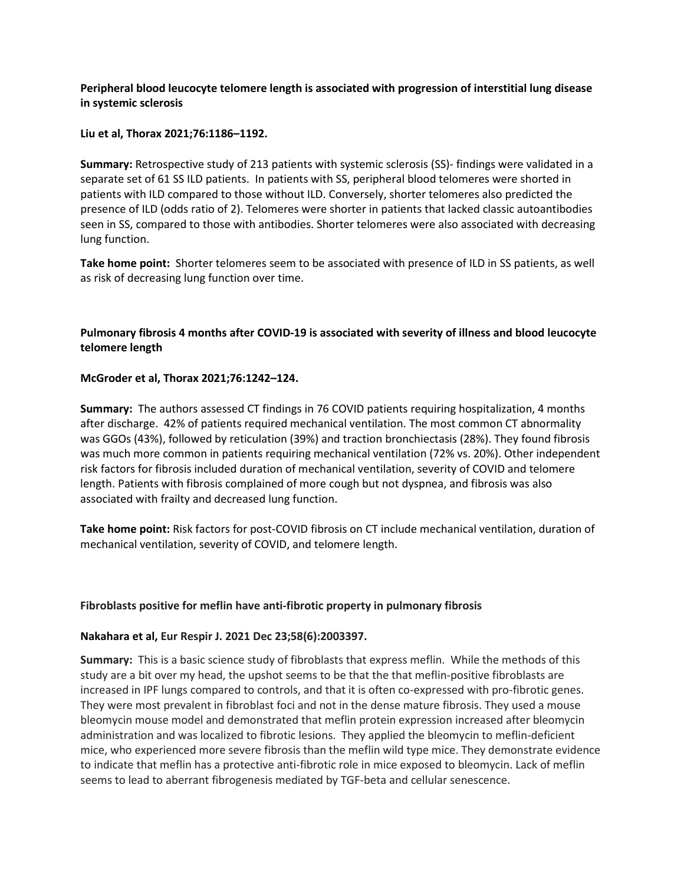**Peripheral blood leucocyte telomere length is associated with progression of interstitial lung disease in systemic sclerosis**

**Liu et al, Thorax 2021;76:1186–1192.**

**Summary:** Retrospective study of 213 patients with systemic sclerosis (SS)- findings were validated in a separate set of 61 SS ILD patients. In patients with SS, peripheral blood telomeres were shorted in patients with ILD compared to those without ILD. Conversely, shorter telomeres also predicted the presence of ILD (odds ratio of 2). Telomeres were shorter in patients that lacked classic autoantibodies seen in SS, compared to those with antibodies. Shorter telomeres were also associated with decreasing lung function.

**Take home point:** Shorter telomeres seem to be associated with presence of ILD in SS patients, as well as risk of decreasing lung function over time.

**Pulmonary fibrosis 4 months after COVID-19 is associated with severity of illness and blood leucocyte telomere length**

**McGroder et al, Thorax 2021;76:1242–124.**

**Summary:** The authors assessed CT findings in 76 COVID patients requiring hospitalization, 4 months after discharge. 42% of patients required mechanical ventilation. The most common CT abnormality was GGOs (43%), followed by reticulation (39%) and traction bronchiectasis (28%). They found fibrosis was much more common in patients requiring mechanical ventilation (72% vs. 20%). Other independent risk factors for fibrosis included duration of mechanical ventilation, severity of COVID and telomere length. Patients with fibrosis complained of more cough but not dyspnea, and fibrosis was also associated with frailty and decreased lung function.

**Take home point:** Risk factors for post-COVID fibrosis on CT include mechanical ventilation, duration of mechanical ventilation, severity of COVID, and telomere length.

**Fibroblasts positive for meflin have anti-fibrotic property in pulmonary fibrosis**

**Nakahara et al, Eur Respir J. 2021 Dec 23;58(6):2003397.**

**Summary:** This is a basic science study of fibroblasts that express meflin. While the methods of this study are a bit over my head, the upshot seems to be that the that meflin-positive fibroblasts are increased in IPF lungs compared to controls, and that it is often co-expressed with pro-fibrotic genes. They were most prevalent in fibroblast foci and not in the dense mature fibrosis. They used a mouse bleomycin mouse model and demonstrated that meflin protein expression increased after bleomycin administration and was localized to fibrotic lesions. They applied the bleomycin to meflin-deficient mice, who experienced more severe fibrosis than the meflin wild type mice. They demonstrate evidence to indicate that meflin has a protective anti-fibrotic role in mice exposed to bleomycin. Lack of meflin seems to lead to aberrant fibrogenesis mediated by TGF-beta and cellular senescence.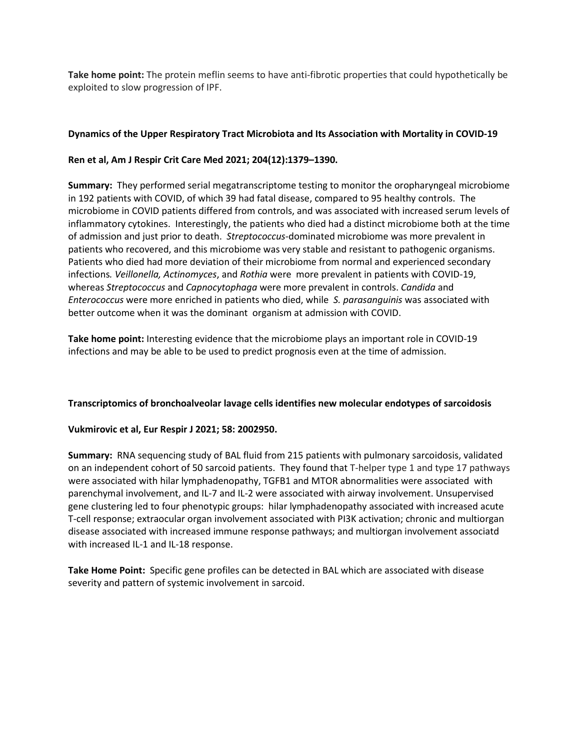**Take home point:** The protein meflin seems to have anti-fibrotic properties that could hypothetically be exploited to slow progression of IPF.

**Dynamics of the Upper Respiratory Tract Microbiota and Its Association with Mortality in COVID-19**

**Ren et al, Am J Respir Crit Care Med 2021; 204(12):1379–1390.**

**Summary:** They performed serial megatranscriptome testing to monitor the oropharyngeal microbiome in 192 patients with COVID, of which 39 had fatal disease, compared to 95 healthy controls. The microbiome in COVID patients differed from controls, and was associated with increased serum levels of inflammatory cytokines. Interestingly, the patients who died had a distinct microbiome both at the time of admission and just prior to death. *Streptococcus*-dominated microbiome was more prevalent in patients who recovered, and this microbiome was very stable and resistant to pathogenic organisms. Patients who died had more deviation of their microbiome from normal and experienced secondary infections*. Veillonella, Actinomyces*, and *Rothia* were more prevalent in patients with COVID-19, whereas *Streptococcus* and *Capnocytophaga* were more prevalent in controls. *Candida* and *Enterococcus* were more enriched in patients who died, while *S. parasanguinis* was associated with better outcome when it was the dominant organism at admission with COVID.

**Take home point:** Interesting evidence that the microbiome plays an important role in COVID-19 infections and may be able to be used to predict prognosis even at the time of admission.

**Transcriptomics of bronchoalveolar lavage cells identifies new molecular endotypes of sarcoidosis**

**Vukmirovic et al, Eur Respir J 2021; 58: 2002950.**

**Summary:** RNA sequencing study of BAL fluid from 215 patients with pulmonary sarcoidosis, validated on an independent cohort of 50 sarcoid patients. They found that T-helper type 1 and type 17 pathways were associated with hilar lymphadenopathy, TGFB1 and MTOR abnormalities were associated with parenchymal involvement, and IL-7 and IL-2 were associated with airway involvement. Unsupervised gene clustering led to four phenotypic groups: hilar lymphadenopathy associated with increased acute T-cell response; extraocular organ involvement associated with PI3K activation; chronic and multiorgan disease associated with increased immune response pathways; and multiorgan involvement associatd with increased IL-1 and IL-18 response.

**Take Home Point:** Specific gene profiles can be detected in BAL which are associated with disease severity and pattern of systemic involvement in sarcoid.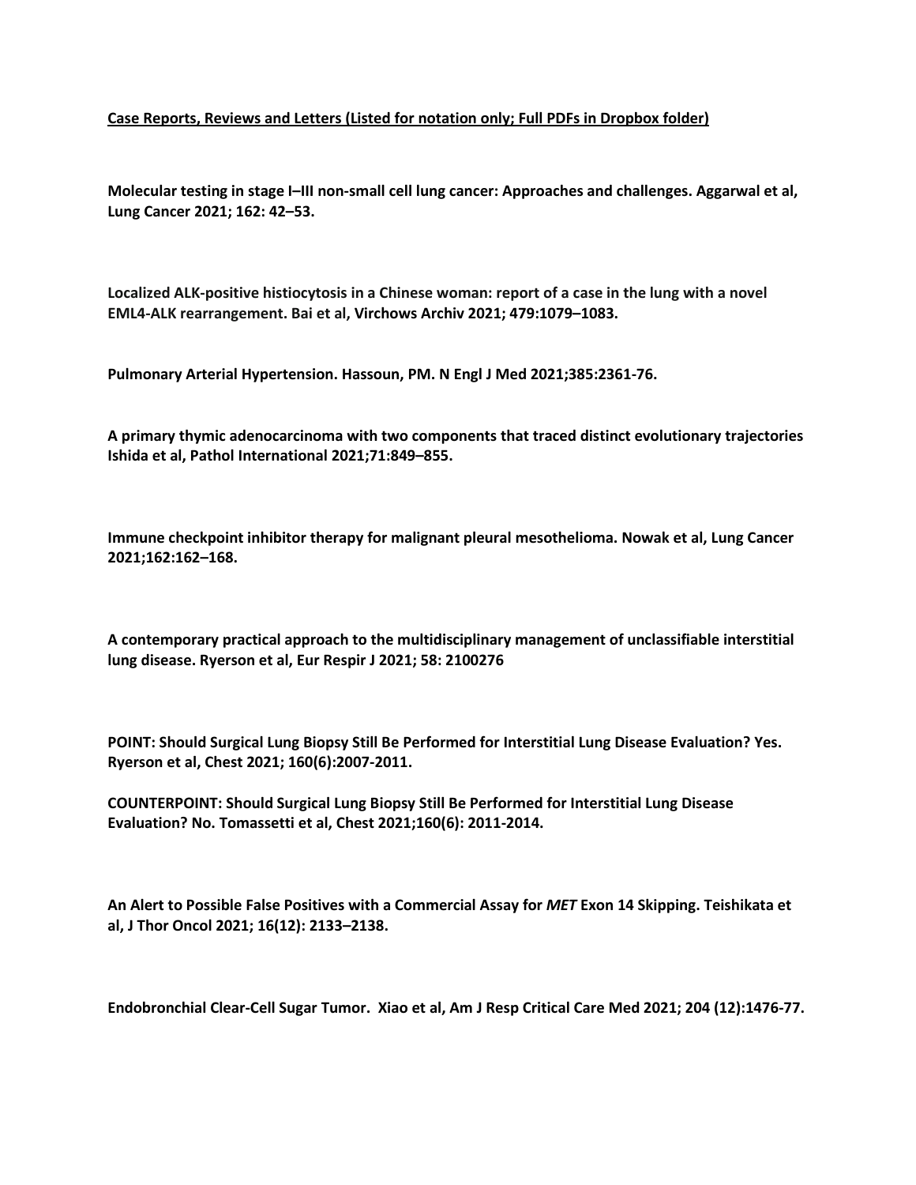**Case Reports, Reviews and Letters (Listed for notation only; Full PDFs in Dropbox folder)**

**Molecular testing in stage I–III non-small cell lung cancer: Approaches and challenges. Aggarwal et al, Lung Cancer 2021; 162: 42–53.**

**Localized ALK-positive histiocytosis in a Chinese woman: report of a case in the lung with a novel EML4-ALK rearrangement. Bai et al, Virchows Archiv 2021; 479:1079–1083.**

**Pulmonary Arterial Hypertension. Hassoun, PM. N Engl J Med 2021;385:2361-76.**

**A primary thymic adenocarcinoma with two components that traced distinct evolutionary trajectories Ishida et al, Pathol International 2021;71:849–855.**

**Immune checkpoint inhibitor therapy for malignant pleural mesothelioma. Nowak et al, Lung Cancer 2021;162:162–168.**

**A contemporary practical approach to the multidisciplinary management of unclassifiable interstitial lung disease. Ryerson et al, Eur Respir J 2021; 58: 2100276**

**POINT: Should Surgical Lung Biopsy Still Be Performed for Interstitial Lung Disease Evaluation? Yes. Ryerson et al, Chest 2021; 160(6):2007-2011.**

**COUNTERPOINT: Should Surgical Lung Biopsy Still Be Performed for Interstitial Lung Disease Evaluation? No. Tomassetti et al, Chest 2021;160(6): 2011-2014.**

**An Alert to Possible False Positives with a Commercial Assay for *MET* Exon 14 Skipping. Teishikata et al, J Thor Oncol 2021; 16(12): 2133–2138.**

**Endobronchial Clear-Cell Sugar Tumor. Xiao et al, Am J Resp Critical Care Med 2021; 204 (12):1476-77.**